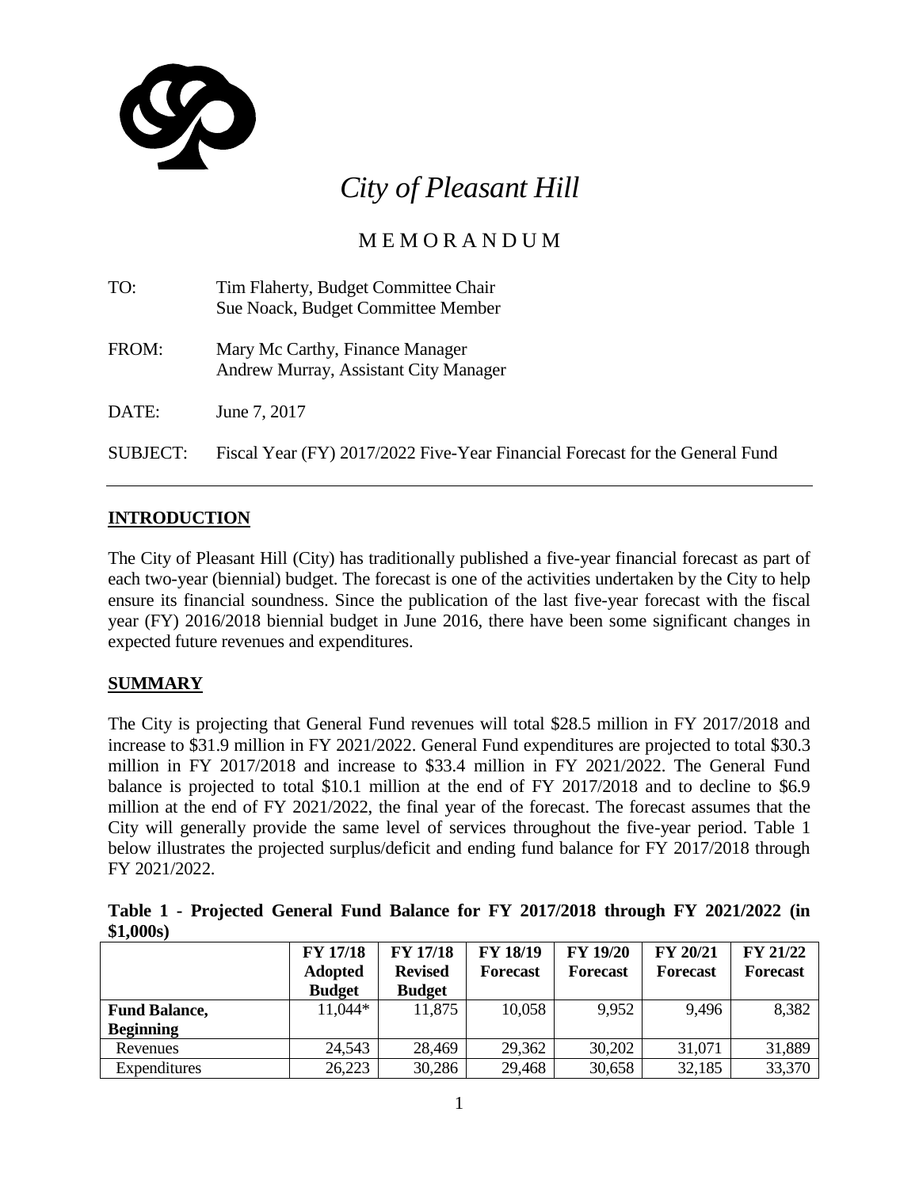# City of Pleasant Hill

## MEMORANDUM

TO: Tim Flaherty, Budget Committee Chair
Sue Noack, Budget Committee Member

FROM: Mary Mc Carthy, Finance Manager
Andrew Murray, Assistant City Manager

DATE: June 7, 2017

SUBJECT: Fiscal Year (FY) 2017/2022 Five-Year Financial Forecast for the General Fund

## INTRODUCTION

The City of Pleasant Hill (City) has traditionally published a five-year financial forecast as part of each two-year (biennial) budget. The forecast is one of the activities undertaken by the City to help ensure its financial soundness. Since the publication of the last five-year forecast with the fiscal year (FY) 2016/2018 biennial budget in June 2016, there have been some significant changes in expected future revenues and expenditures.

## SUMMARY

The City is projecting that General Fund revenues will total \$28.5 million in FY 2017/2018 and increase to \$31.9 million in FY 2021/2022. General Fund expenditures are projected to total \$30.3 million in FY 2017/2018 and increase to \$33.4 million in FY 2021/2022. The General Fund balance is projected to total \$10.1 million at the end of FY 2017/2018 and to decline to \$6.9 million at the end of FY 2021/2022, the final year of the forecast. The forecast assumes that the City will generally provide the same level of services throughout the five-year period. Table 1 below illustrates the projected surplus/deficit and ending fund balance for FY 2017/2018 through FY 2021/2022.

**Table 1 - Projected General Fund Balance for FY 2017/2018 through FY 2021/2022 (in \$1,000s)**

| | FY 17/18 Adopted Budget | FY 17/18 Revised Budget | FY 18/19 Forecast | FY 19/20 Forecast | FY 20/21 Forecast | FY 21/22 Forecast |
|---|---|---|---|---|---|---|
| **Fund Balance, Beginning** | 11,044* | 11,875 | 10,058 | 9,952 | 9,496 | 8,382 |
| Revenues | 24,543 | 28,469 | 29,362 | 30,202 | 31,071 | 31,889 |
| Expenditures | 26,223 | 30,286 | 29,468 | 30,658 | 32,185 | 33,370 |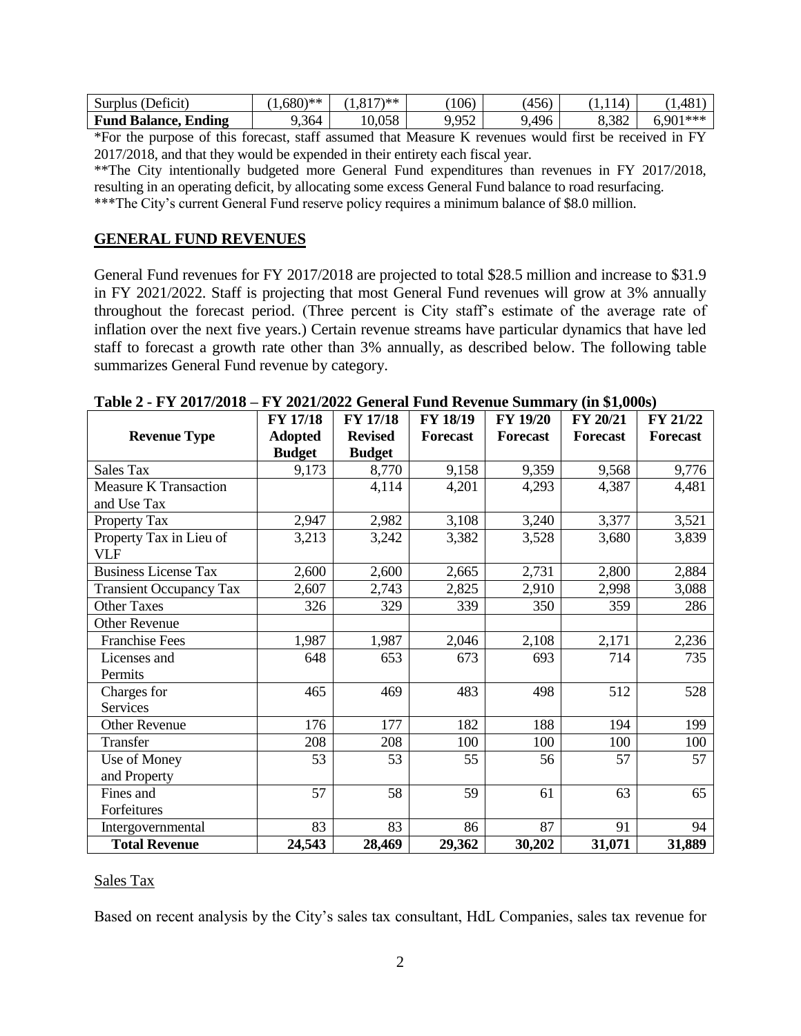| Surplus (Deficit) | (1,680)** | (1,817)** | (106) | (456) | (1,114) | (1,481) |
|---|---|---|---|---|---|---|
| **Fund Balance, Ending** | 9,364 | 10,058 | 9,952 | 9,496 | 8,382 | 6,901*** |

*For the purpose of this forecast, staff assumed that Measure K revenues would first be received in FY 2017/2018, and that they would be expended in their entirety each fiscal year.

**The City intentionally budgeted more General Fund expenditures than revenues in FY 2017/2018, resulting in an operating deficit, by allocating some excess General Fund balance to road resurfacing.

***The City's current General Fund reserve policy requires a minimum balance of $8.0 million.

## GENERAL FUND REVENUES

General Fund revenues for FY 2017/2018 are projected to total $28.5 million and increase to $31.9 in FY 2021/2022. Staff is projecting that most General Fund revenues will grow at 3% annually throughout the forecast period. (Three percent is City staff's estimate of the average rate of inflation over the next five years.) Certain revenue streams have particular dynamics that have led staff to forecast a growth rate other than 3% annually, as described below. The following table summarizes General Fund revenue by category.

**Table 2 - FY 2017/2018 – FY 2021/2022 General Fund Revenue Summary (in $1,000s)**

| Revenue Type | FY 17/18 Adopted Budget | FY 17/18 Revised Budget | FY 18/19 Forecast | FY 19/20 Forecast | FY 20/21 Forecast | FY 21/22 Forecast |
|---|---|---|---|---|---|---|
| Sales Tax | 9,173 | 8,770 | 9,158 | 9,359 | 9,568 | 9,776 |
| Measure K Transaction and Use Tax | | 4,114 | 4,201 | 4,293 | 4,387 | 4,481 |
| Property Tax | 2,947 | 2,982 | 3,108 | 3,240 | 3,377 | 3,521 |
| Property Tax in Lieu of VLF | 3,213 | 3,242 | 3,382 | 3,528 | 3,680 | 3,839 |
| Business License Tax | 2,600 | 2,600 | 2,665 | 2,731 | 2,800 | 2,884 |
| Transient Occupancy Tax | 2,607 | 2,743 | 2,825 | 2,910 | 2,998 | 3,088 |
| Other Taxes | 326 | 329 | 339 | 350 | 359 | 286 |
| Other Revenue | | | | | | |
| Franchise Fees | 1,987 | 1,987 | 2,046 | 2,108 | 2,171 | 2,236 |
| Licenses and Permits | 648 | 653 | 673 | 693 | 714 | 735 |
| Charges for Services | 465 | 469 | 483 | 498 | 512 | 528 |
| Other Revenue | 176 | 177 | 182 | 188 | 194 | 199 |
| Transfer | 208 | 208 | 100 | 100 | 100 | 100 |
| Use of Money and Property | 53 | 53 | 55 | 56 | 57 | 57 |
| Fines and Forfeitures | 57 | 58 | 59 | 61 | 63 | 65 |
| Intergovernmental | 83 | 83 | 86 | 87 | 91 | 94 |
| **Total Revenue** | **24,543** | **28,469** | **29,362** | **30,202** | **31,071** | **31,889** |

### Sales Tax

Based on recent analysis by the City's sales tax consultant, HdL Companies, sales tax revenue for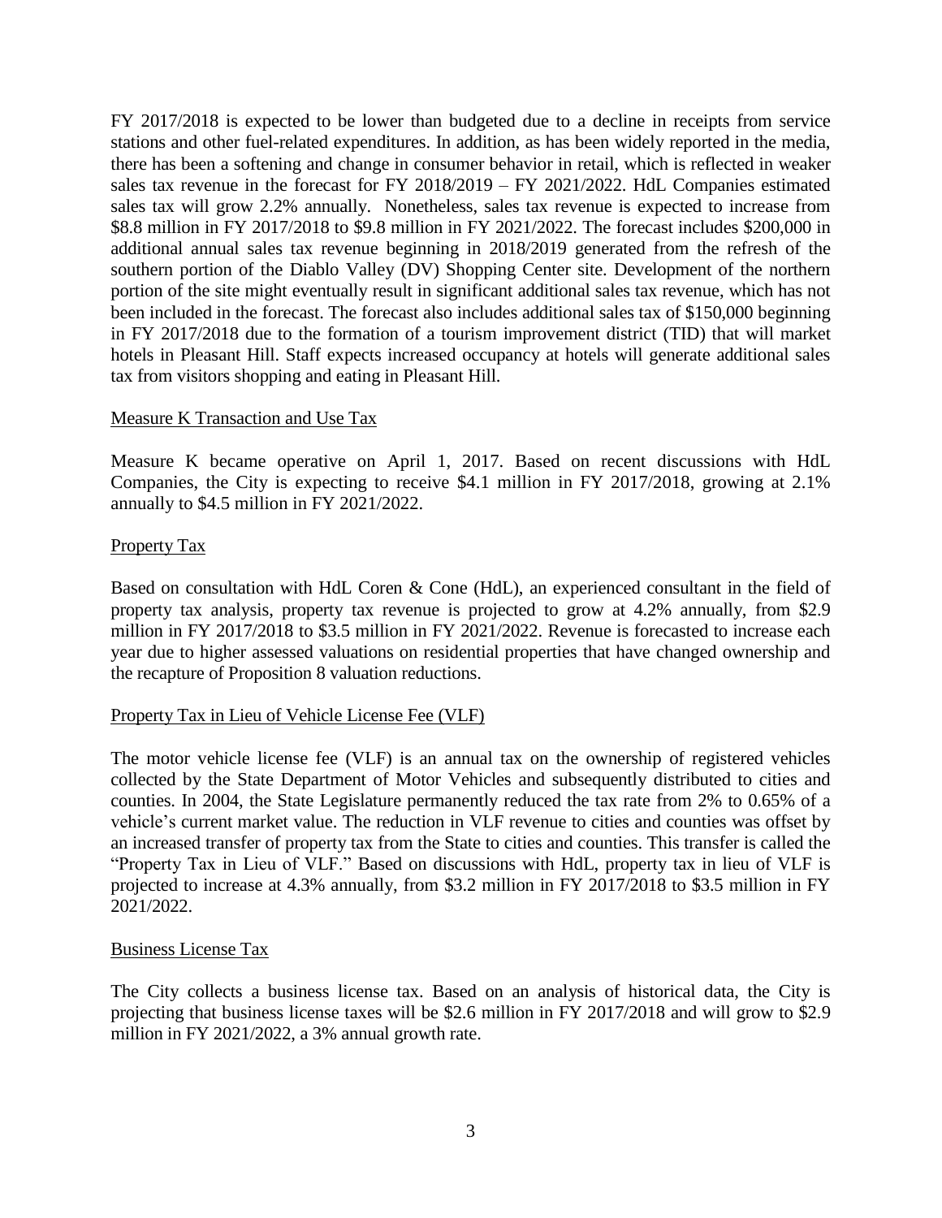FY 2017/2018 is expected to be lower than budgeted due to a decline in receipts from service stations and other fuel-related expenditures. In addition, as has been widely reported in the media, there has been a softening and change in consumer behavior in retail, which is reflected in weaker sales tax revenue in the forecast for FY 2018/2019 – FY 2021/2022. HdL Companies estimated sales tax will grow 2.2% annually. Nonetheless, sales tax revenue is expected to increase from \$8.8 million in FY 2017/2018 to \$9.8 million in FY 2021/2022. The forecast includes \$200,000 in additional annual sales tax revenue beginning in 2018/2019 generated from the refresh of the southern portion of the Diablo Valley (DV) Shopping Center site. Development of the northern portion of the site might eventually result in significant additional sales tax revenue, which has not been included in the forecast. The forecast also includes additional sales tax of \$150,000 beginning in FY 2017/2018 due to the formation of a tourism improvement district (TID) that will market hotels in Pleasant Hill. Staff expects increased occupancy at hotels will generate additional sales tax from visitors shopping and eating in Pleasant Hill.

<u>Measure K Transaction and Use Tax</u>

Measure K became operative on April 1, 2017. Based on recent discussions with HdL Companies, the City is expecting to receive \$4.1 million in FY 2017/2018, growing at 2.1% annually to \$4.5 million in FY 2021/2022.

<u>Property Tax</u>

Based on consultation with HdL Coren & Cone (HdL), an experienced consultant in the field of property tax analysis, property tax revenue is projected to grow at 4.2% annually, from \$2.9 million in FY 2017/2018 to \$3.5 million in FY 2021/2022. Revenue is forecasted to increase each year due to higher assessed valuations on residential properties that have changed ownership and the recapture of Proposition 8 valuation reductions.

<u>Property Tax in Lieu of Vehicle License Fee (VLF)</u>

The motor vehicle license fee (VLF) is an annual tax on the ownership of registered vehicles collected by the State Department of Motor Vehicles and subsequently distributed to cities and counties. In 2004, the State Legislature permanently reduced the tax rate from 2% to 0.65% of a vehicle's current market value. The reduction in VLF revenue to cities and counties was offset by an increased transfer of property tax from the State to cities and counties. This transfer is called the "Property Tax in Lieu of VLF." Based on discussions with HdL, property tax in lieu of VLF is projected to increase at 4.3% annually, from \$3.2 million in FY 2017/2018 to \$3.5 million in FY 2021/2022.

<u>Business License Tax</u>

The City collects a business license tax. Based on an analysis of historical data, the City is projecting that business license taxes will be \$2.6 million in FY 2017/2018 and will grow to \$2.9 million in FY 2021/2022, a 3% annual growth rate.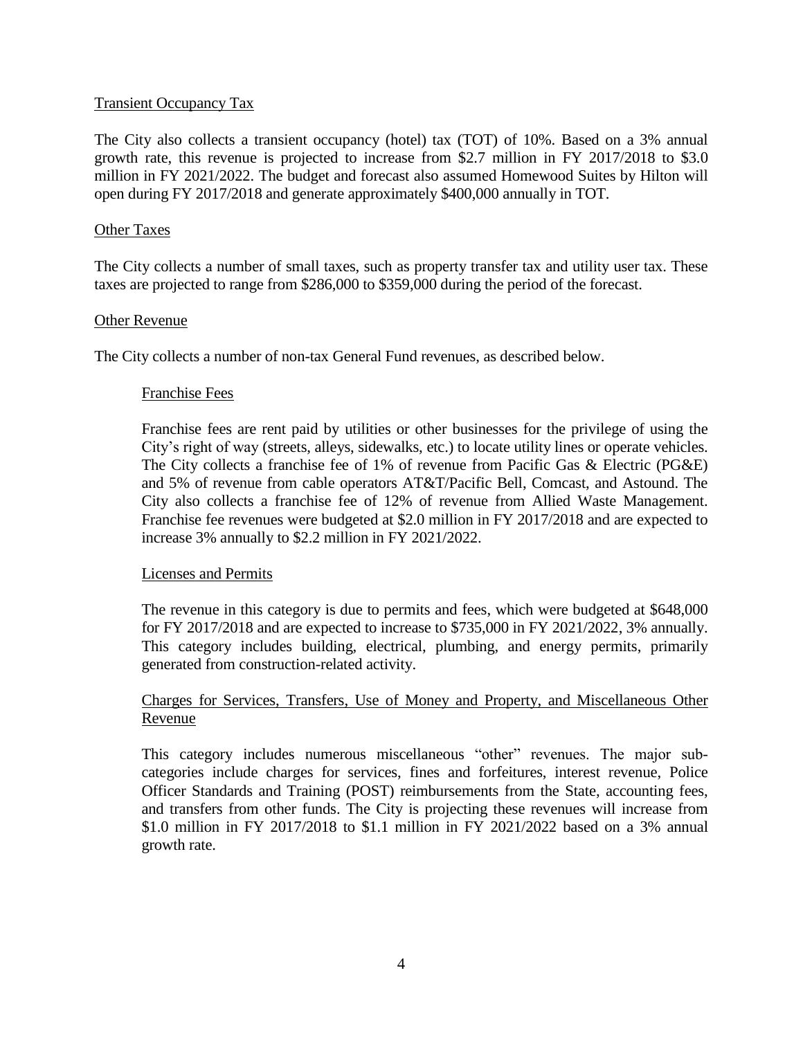## Transient Occupancy Tax

The City also collects a transient occupancy (hotel) tax (TOT) of 10%. Based on a 3% annual growth rate, this revenue is projected to increase from $2.7 million in FY 2017/2018 to $3.0 million in FY 2021/2022. The budget and forecast also assumed Homewood Suites by Hilton will open during FY 2017/2018 and generate approximately $400,000 annually in TOT.

## Other Taxes

The City collects a number of small taxes, such as property transfer tax and utility user tax. These taxes are projected to range from $286,000 to $359,000 during the period of the forecast.

## Other Revenue

The City collects a number of non-tax General Fund revenues, as described below.

### Franchise Fees

Franchise fees are rent paid by utilities or other businesses for the privilege of using the City's right of way (streets, alleys, sidewalks, etc.) to locate utility lines or operate vehicles. The City collects a franchise fee of 1% of revenue from Pacific Gas & Electric (PG&E) and 5% of revenue from cable operators AT&T/Pacific Bell, Comcast, and Astound. The City also collects a franchise fee of 12% of revenue from Allied Waste Management. Franchise fee revenues were budgeted at $2.0 million in FY 2017/2018 and are expected to increase 3% annually to $2.2 million in FY 2021/2022.

### Licenses and Permits

The revenue in this category is due to permits and fees, which were budgeted at $648,000 for FY 2017/2018 and are expected to increase to $735,000 in FY 2021/2022, 3% annually. This category includes building, electrical, plumbing, and energy permits, primarily generated from construction-related activity.

### Charges for Services, Transfers, Use of Money and Property, and Miscellaneous Other Revenue

This category includes numerous miscellaneous "other" revenues. The major sub-categories include charges for services, fines and forfeitures, interest revenue, Police Officer Standards and Training (POST) reimbursements from the State, accounting fees, and transfers from other funds. The City is projecting these revenues will increase from $1.0 million in FY 2017/2018 to $1.1 million in FY 2021/2022 based on a 3% annual growth rate.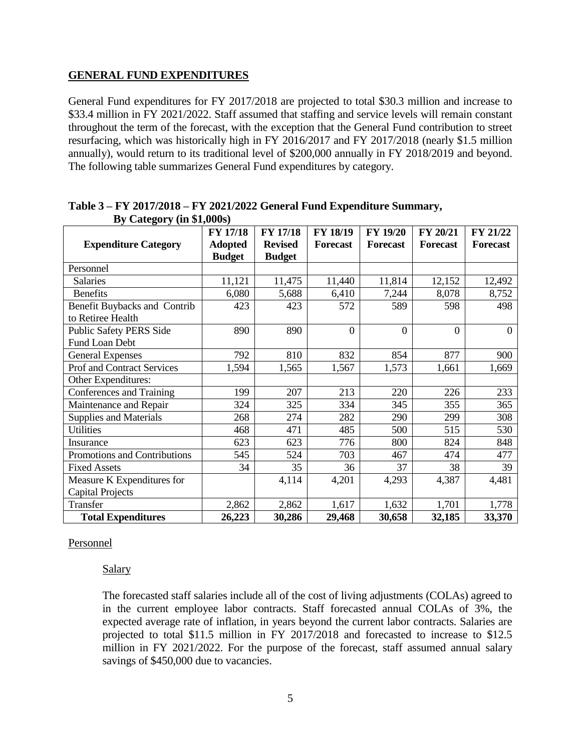## GENERAL FUND EXPENDITURES

General Fund expenditures for FY 2017/2018 are projected to total $30.3 million and increase to $33.4 million in FY 2021/2022. Staff assumed that staffing and service levels will remain constant throughout the term of the forecast, with the exception that the General Fund contribution to street resurfacing, which was historically high in FY 2016/2017 and FY 2017/2018 (nearly $1.5 million annually), would return to its traditional level of $200,000 annually in FY 2018/2019 and beyond. The following table summarizes General Fund expenditures by category.

**Table 3 – FY 2017/2018 – FY 2021/2022 General Fund Expenditure Summary, By Category (in $1,000s)**

| Expenditure Category | FY 17/18 Adopted Budget | FY 17/18 Revised Budget | FY 18/19 Forecast | FY 19/20 Forecast | FY 20/21 Forecast | FY 21/22 Forecast |
|---|---|---|---|---|---|---|
| Personnel | | | | | | |
| Salaries | 11,121 | 11,475 | 11,440 | 11,814 | 12,152 | 12,492 |
| Benefits | 6,080 | 5,688 | 6,410 | 7,244 | 8,078 | 8,752 |
| Benefit Buybacks and Contrib to Retiree Health | 423 | 423 | 572 | 589 | 598 | 498 |
| Public Safety PERS Side Fund Loan Debt | 890 | 890 | 0 | 0 | 0 | 0 |
| General Expenses | 792 | 810 | 832 | 854 | 877 | 900 |
| Prof and Contract Services | 1,594 | 1,565 | 1,567 | 1,573 | 1,661 | 1,669 |
| Other Expenditures: | | | | | | |
| Conferences and Training | 199 | 207 | 213 | 220 | 226 | 233 |
| Maintenance and Repair | 324 | 325 | 334 | 345 | 355 | 365 |
| Supplies and Materials | 268 | 274 | 282 | 290 | 299 | 308 |
| Utilities | 468 | 471 | 485 | 500 | 515 | 530 |
| Insurance | 623 | 623 | 776 | 800 | 824 | 848 |
| Promotions and Contributions | 545 | 524 | 703 | 467 | 474 | 477 |
| Fixed Assets | 34 | 35 | 36 | 37 | 38 | 39 |
| Measure K Expenditures for Capital Projects | | 4,114 | 4,201 | 4,293 | 4,387 | 4,481 |
| Transfer | 2,862 | 2,862 | 1,617 | 1,632 | 1,701 | 1,778 |
| **Total Expenditures** | **26,223** | **30,286** | **29,468** | **30,658** | **32,185** | **33,370** |

Personnel

Salary

The forecasted staff salaries include all of the cost of living adjustments (COLAs) agreed to in the current employee labor contracts. Staff forecasted annual COLAs of 3%, the expected average rate of inflation, in years beyond the current labor contracts. Salaries are projected to total $11.5 million in FY 2017/2018 and forecasted to increase to $12.5 million in FY 2021/2022. For the purpose of the forecast, staff assumed annual salary savings of $450,000 due to vacancies.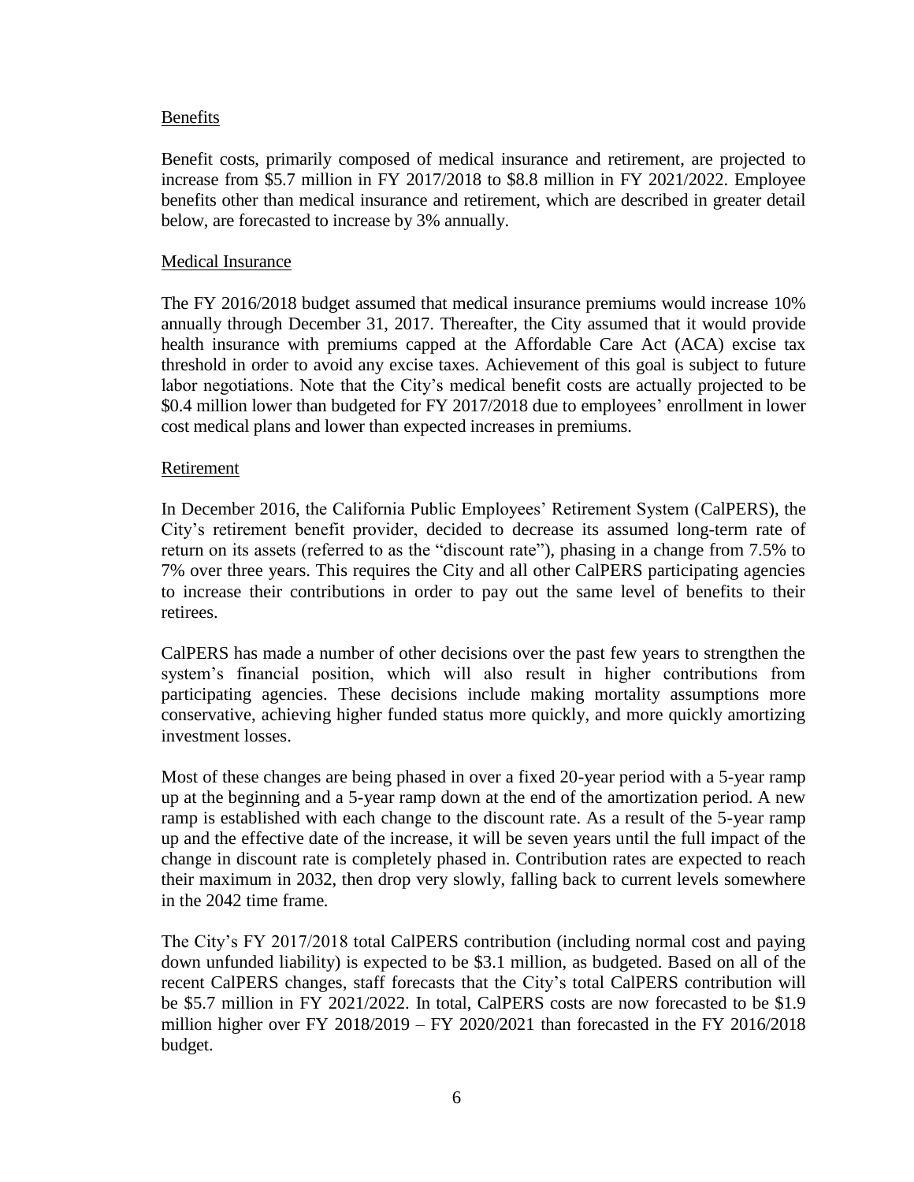## Benefits

Benefit costs, primarily composed of medical insurance and retirement, are projected to increase from $5.7 million in FY 2017/2018 to $8.8 million in FY 2021/2022. Employee benefits other than medical insurance and retirement, which are described in greater detail below, are forecasted to increase by 3% annually.

## Medical Insurance

The FY 2016/2018 budget assumed that medical insurance premiums would increase 10% annually through December 31, 2017. Thereafter, the City assumed that it would provide health insurance with premiums capped at the Affordable Care Act (ACA) excise tax threshold in order to avoid any excise taxes. Achievement of this goal is subject to future labor negotiations. Note that the City's medical benefit costs are actually projected to be $0.4 million lower than budgeted for FY 2017/2018 due to employees' enrollment in lower cost medical plans and lower than expected increases in premiums.

## Retirement

In December 2016, the California Public Employees' Retirement System (CalPERS), the City's retirement benefit provider, decided to decrease its assumed long-term rate of return on its assets (referred to as the "discount rate"), phasing in a change from 7.5% to 7% over three years. This requires the City and all other CalPERS participating agencies to increase their contributions in order to pay out the same level of benefits to their retirees.

CalPERS has made a number of other decisions over the past few years to strengthen the system's financial position, which will also result in higher contributions from participating agencies. These decisions include making mortality assumptions more conservative, achieving higher funded status more quickly, and more quickly amortizing investment losses.

Most of these changes are being phased in over a fixed 20-year period with a 5-year ramp up at the beginning and a 5-year ramp down at the end of the amortization period. A new ramp is established with each change to the discount rate. As a result of the 5-year ramp up and the effective date of the increase, it will be seven years until the full impact of the change in discount rate is completely phased in. Contribution rates are expected to reach their maximum in 2032, then drop very slowly, falling back to current levels somewhere in the 2042 time frame.

The City's FY 2017/2018 total CalPERS contribution (including normal cost and paying down unfunded liability) is expected to be $3.1 million, as budgeted. Based on all of the recent CalPERS changes, staff forecasts that the City's total CalPERS contribution will be $5.7 million in FY 2021/2022. In total, CalPERS costs are now forecasted to be $1.9 million higher over FY 2018/2019 – FY 2020/2021 than forecasted in the FY 2016/2018 budget.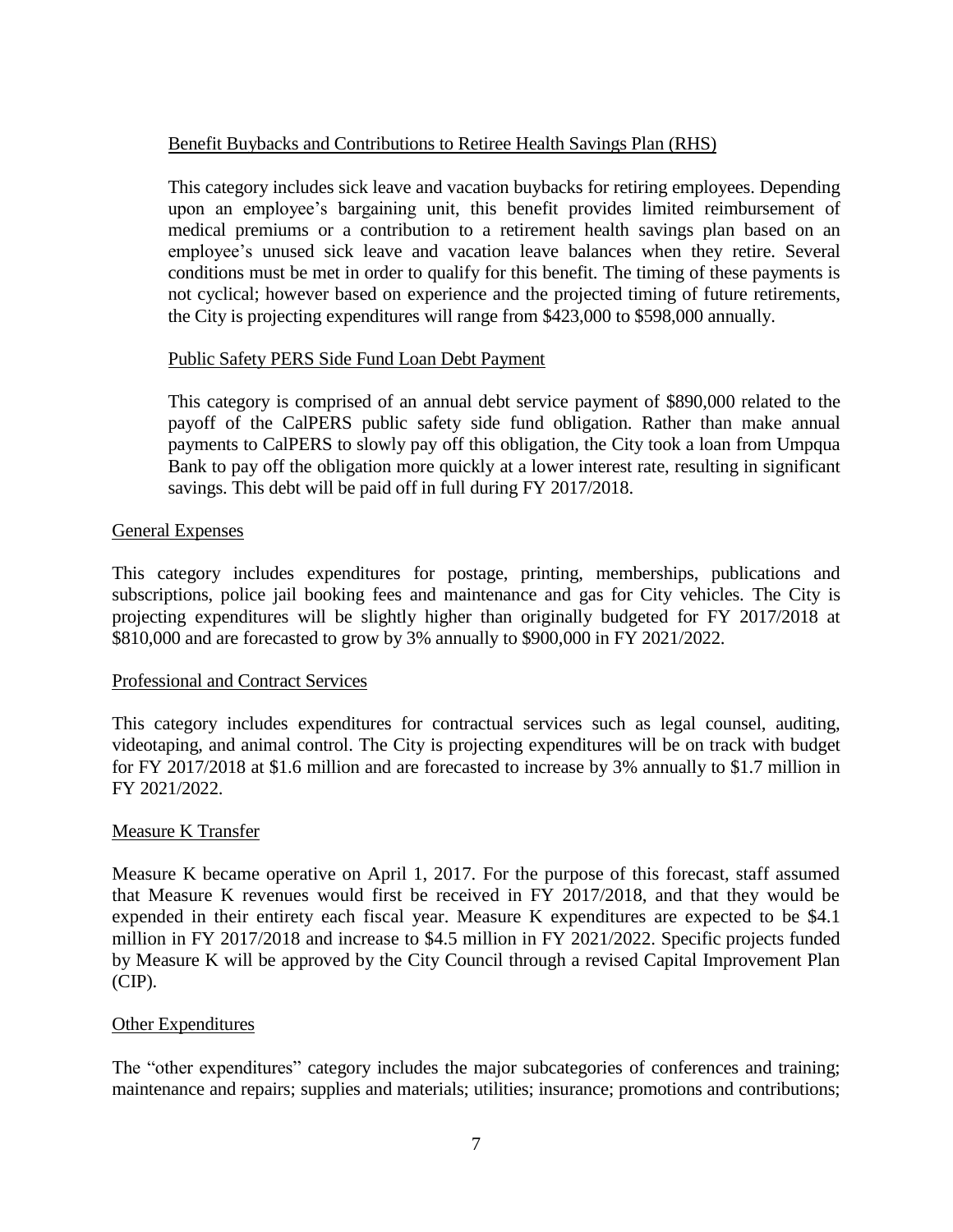### Benefit Buybacks and Contributions to Retiree Health Savings Plan (RHS)

This category includes sick leave and vacation buybacks for retiring employees. Depending upon an employee's bargaining unit, this benefit provides limited reimbursement of medical premiums or a contribution to a retirement health savings plan based on an employee's unused sick leave and vacation leave balances when they retire. Several conditions must be met in order to qualify for this benefit. The timing of these payments is not cyclical; however based on experience and the projected timing of future retirements, the City is projecting expenditures will range from $423,000 to $598,000 annually.

### Public Safety PERS Side Fund Loan Debt Payment

This category is comprised of an annual debt service payment of $890,000 related to the payoff of the CalPERS public safety side fund obligation. Rather than make annual payments to CalPERS to slowly pay off this obligation, the City took a loan from Umpqua Bank to pay off the obligation more quickly at a lower interest rate, resulting in significant savings. This debt will be paid off in full during FY 2017/2018.

## General Expenses

This category includes expenditures for postage, printing, memberships, publications and subscriptions, police jail booking fees and maintenance and gas for City vehicles. The City is projecting expenditures will be slightly higher than originally budgeted for FY 2017/2018 at $810,000 and are forecasted to grow by 3% annually to $900,000 in FY 2021/2022.

## Professional and Contract Services

This category includes expenditures for contractual services such as legal counsel, auditing, videotaping, and animal control. The City is projecting expenditures will be on track with budget for FY 2017/2018 at $1.6 million and are forecasted to increase by 3% annually to $1.7 million in FY 2021/2022.

## Measure K Transfer

Measure K became operative on April 1, 2017. For the purpose of this forecast, staff assumed that Measure K revenues would first be received in FY 2017/2018, and that they would be expended in their entirety each fiscal year. Measure K expenditures are expected to be $4.1 million in FY 2017/2018 and increase to $4.5 million in FY 2021/2022. Specific projects funded by Measure K will be approved by the City Council through a revised Capital Improvement Plan (CIP).

## Other Expenditures

The "other expenditures" category includes the major subcategories of conferences and training; maintenance and repairs; supplies and materials; utilities; insurance; promotions and contributions;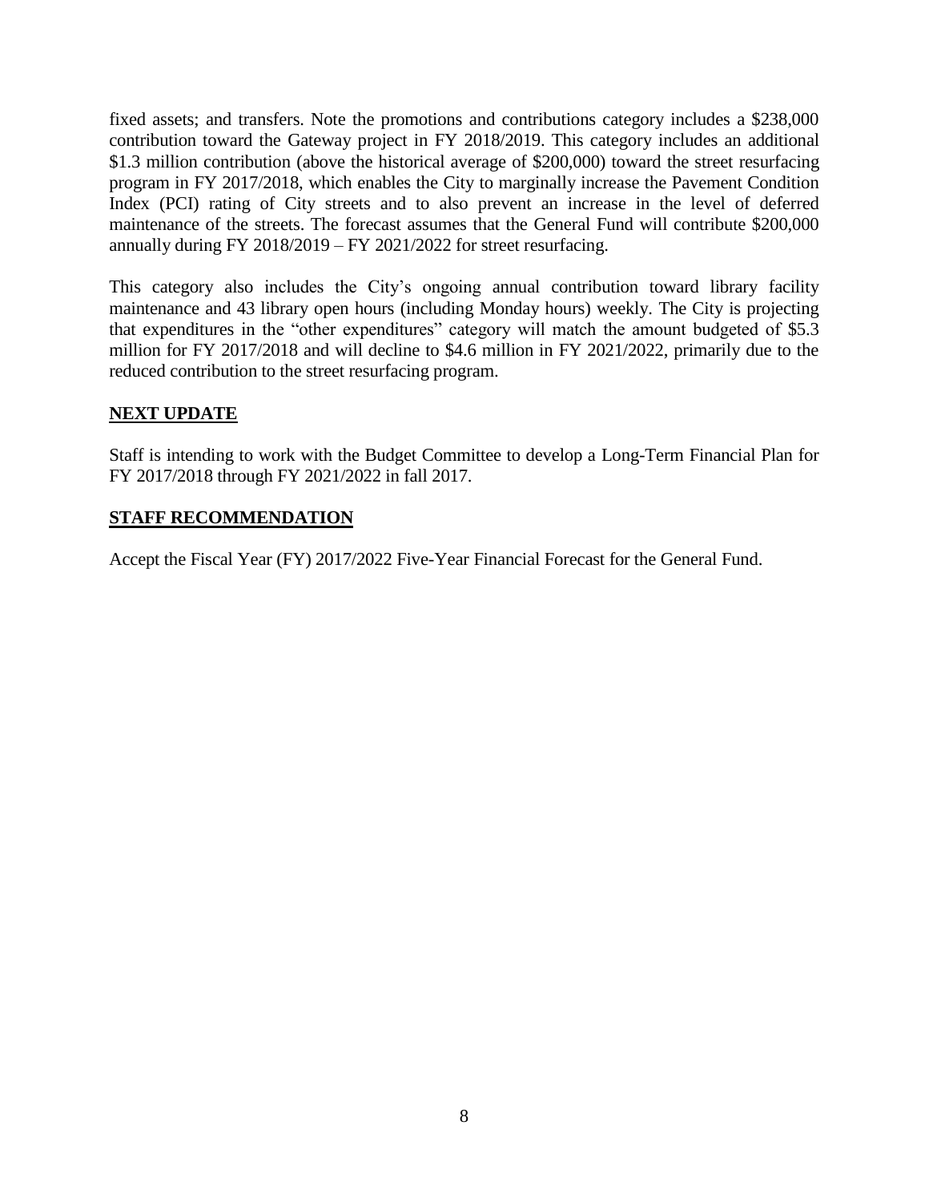fixed assets; and transfers. Note the promotions and contributions category includes a $238,000 contribution toward the Gateway project in FY 2018/2019. This category includes an additional $1.3 million contribution (above the historical average of $200,000) toward the street resurfacing program in FY 2017/2018, which enables the City to marginally increase the Pavement Condition Index (PCI) rating of City streets and to also prevent an increase in the level of deferred maintenance of the streets. The forecast assumes that the General Fund will contribute $200,000 annually during FY 2018/2019 – FY 2021/2022 for street resurfacing.

This category also includes the City's ongoing annual contribution toward library facility maintenance and 43 library open hours (including Monday hours) weekly. The City is projecting that expenditures in the "other expenditures" category will match the amount budgeted of $5.3 million for FY 2017/2018 and will decline to $4.6 million in FY 2021/2022, primarily due to the reduced contribution to the street resurfacing program.

## NEXT UPDATE

Staff is intending to work with the Budget Committee to develop a Long-Term Financial Plan for FY 2017/2018 through FY 2021/2022 in fall 2017.

## STAFF RECOMMENDATION

Accept the Fiscal Year (FY) 2017/2022 Five-Year Financial Forecast for the General Fund.